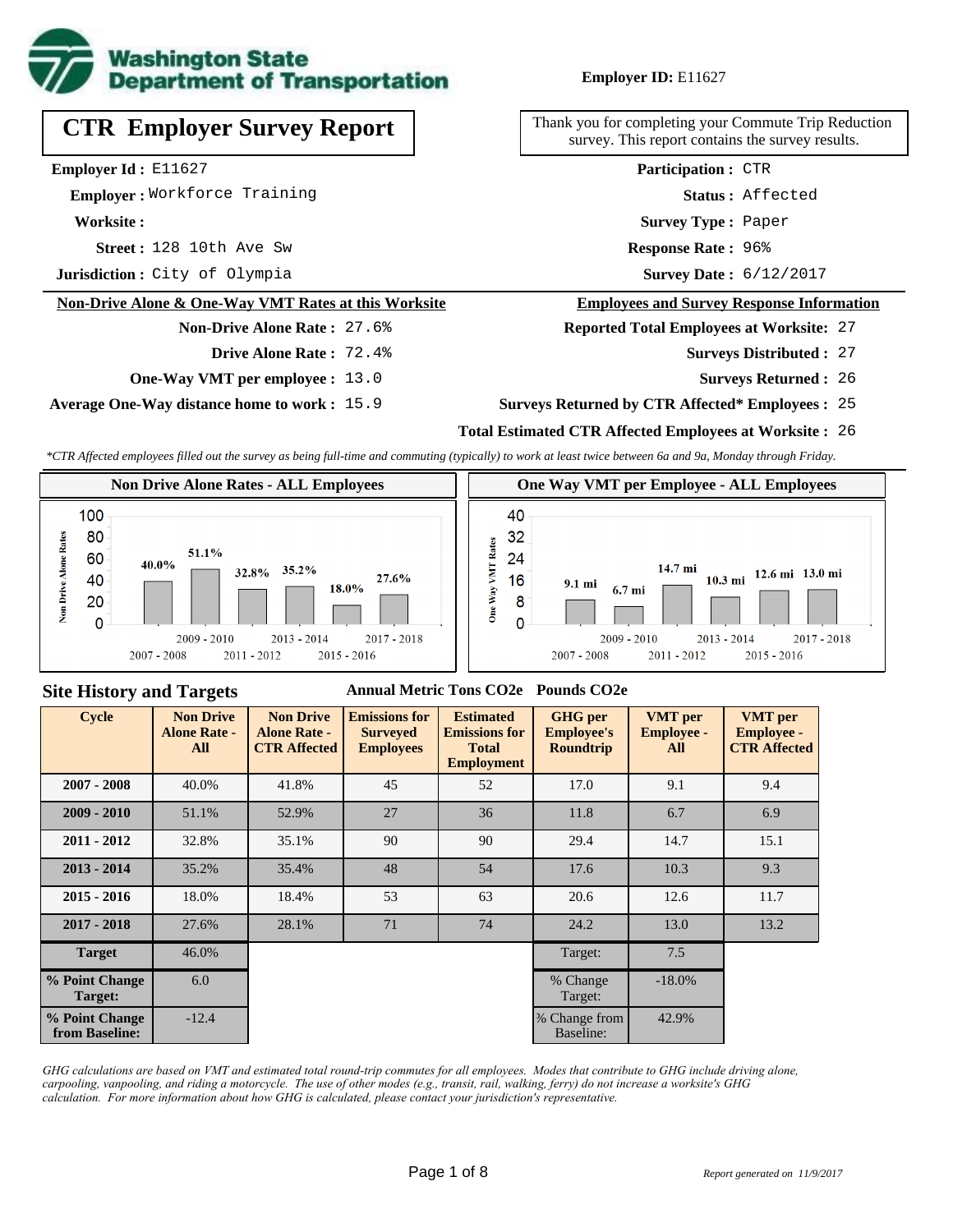**Washington State Department of Transportation**

**Employer ID:** E11627

# CTR Employer Survey Report

Thank you for completing your Commute Trip Reduction survey. This report contains the survey results.

**Employer Id :** E11627
**Employer :** Workforce Training
**Worksite :**
**Street :** 128 10th Ave Sw
**Jurisdiction :** City of Olympia

**Participation :** CTR
**Status :** Affected
**Survey Type :** Paper
**Response Rate :** 96%
**Survey Date :** 6/12/2017

## Non-Drive Alone & One-Way VMT Rates at this Worksite

**Non-Drive Alone Rate :** 27.6%
**Drive Alone Rate :** 72.4%
**One-Way VMT per employee :** 13.0
**Average One-Way distance home to work :** 15.9

## Employees and Survey Response Information

**Reported Total Employees at Worksite:** 27
**Surveys Distributed :** 27
**Surveys Returned :** 26
**Surveys Returned by CTR Affected* Employees :** 25
**Total Estimated CTR Affected Employees at Worksite :** 26

*\*CTR Affected employees filled out the survey as being full-time and commuting (typically) to work at least twice between 6a and 9a, Monday through Friday.*

### Non Drive Alone Rates - ALL Employees

| Cycle | Non Drive Alone Rate |
|---|---|
| 2007 - 2008 | 40.0% |
| 2009 - 2010 | 51.1% |
| 2011 - 2012 | 32.8% |
| 2013 - 2014 | 35.2% |
| 2015 - 2016 | 18.0% |
| 2017 - 2018 | 27.6% |

### One Way VMT per Employee - ALL Employees

| Cycle | One Way VMT |
|---|---|
| 2007 - 2008 | 9.1 mi |
| 2009 - 2010 | 6.7 mi |
| 2011 - 2012 | 14.7 mi |
| 2013 - 2014 | 10.3 mi |
| 2015 - 2016 | 12.6 mi |
| 2017 - 2018 | 13.0 mi |

## Site History and Targets

Annual Metric Tons $CO_2e$ &nbsp; Pounds $CO_2e$

| Cycle | Non Drive Alone Rate - All | Non Drive Alone Rate - CTR Affected | Emissions for Surveyed Employees | Estimated Emissions for Total Employment | GHG per Employee's Roundtrip | VMT per Employee - All | VMT per Employee - CTR Affected |
|---|---|---|---|---|---|---|---|
| 2007 - 2008 | 40.0% | 41.8% | 45 | 52 | 17.0 | 9.1 | 9.4 |
| 2009 - 2010 | 51.1% | 52.9% | 27 | 36 | 11.8 | 6.7 | 6.9 |
| 2011 - 2012 | 32.8% | 35.1% | 90 | 90 | 29.4 | 14.7 | 15.1 |
| 2013 - 2014 | 35.2% | 35.4% | 48 | 54 | 17.6 | 10.3 | 9.3 |
| 2015 - 2016 | 18.0% | 18.4% | 53 | 63 | 20.6 | 12.6 | 11.7 |
| 2017 - 2018 | 27.6% | 28.1% | 71 | 74 | 24.2 | 13.0 | 13.2 |
| Target | 46.0% | | | | Target: | 7.5 | |
| % Point Change Target: | 6.0 | | | | % Change Target: | -18.0% | |
| % Point Change from Baseline: | -12.4 | | | | % Change from Baseline: | 42.9% | |

*GHG calculations are based on VMT and estimated total round-trip commutes for all employees. Modes that contribute to GHG include driving alone, carpooling, vanpooling, and riding a motorcycle. The use of other modes (e.g., transit, rail, walking, ferry) do not increase a worksite's GHG calculation. For more information about how GHG is calculated, please contact your jurisdiction's representative.*

*Report generated on 11/9/2017*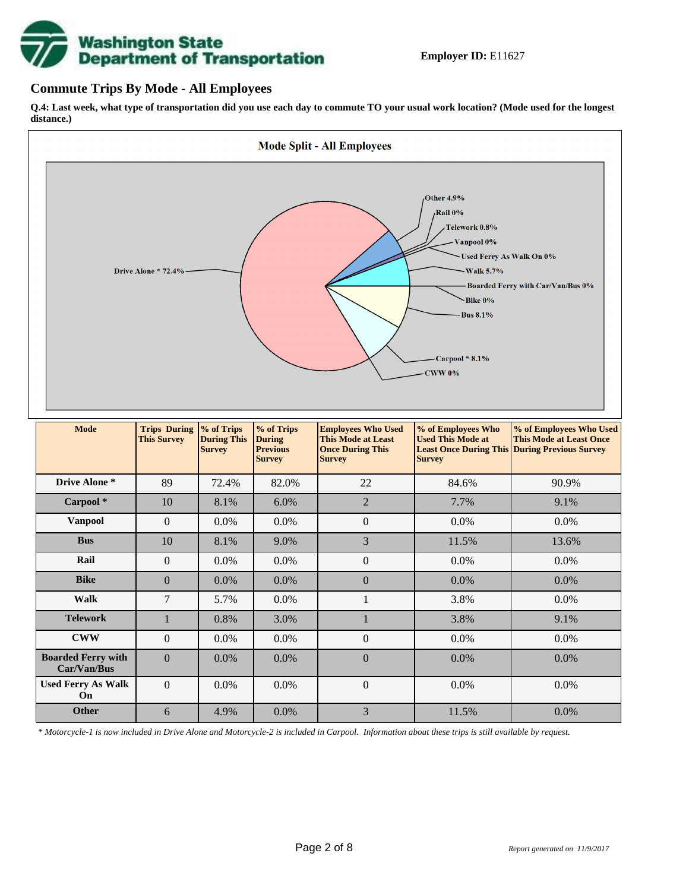**Employer ID:** E11627

## Commute Trips By Mode - All Employees

**Q.4: Last week, what type of transportation did you use each day to commute TO your usual work location? (Mode used for the longest distance.)**

| Mode | Trips During This Survey | % of Trips During This Survey | % of Trips During Previous Survey | Employees Who Used This Mode at Least Once During This Survey | % of Employees Who Used This Mode at Least Once During This Survey | % of Employees Who Used This Mode at Least Once During Previous Survey |
|---|---|---|---|---|---|---|
| Drive Alone * | 89 | 72.4% | 82.0% | 22 | 84.6% | 90.9% |
| Carpool * | 10 | 8.1% | 6.0% | 2 | 7.7% | 9.1% |
| Vanpool | 0 | 0.0% | 0.0% | 0 | 0.0% | 0.0% |
| Bus | 10 | 8.1% | 9.0% | 3 | 11.5% | 13.6% |
| Rail | 0 | 0.0% | 0.0% | 0 | 0.0% | 0.0% |
| Bike | 0 | 0.0% | 0.0% | 0 | 0.0% | 0.0% |
| Walk | 7 | 5.7% | 0.0% | 1 | 3.8% | 0.0% |
| Telework | 1 | 0.8% | 3.0% | 1 | 3.8% | 9.1% |
| CWW | 0 | 0.0% | 0.0% | 0 | 0.0% | 0.0% |
| Boarded Ferry with Car/Van/Bus | 0 | 0.0% | 0.0% | 0 | 0.0% | 0.0% |
| Used Ferry As Walk On | 0 | 0.0% | 0.0% | 0 | 0.0% | 0.0% |
| Other | 6 | 4.9% | 0.0% | 3 | 11.5% | 0.0% |

*\* Motorcycle-1 is now included in Drive Alone and Motorcycle-2 is included in Carpool. Information about these trips is still available by request.*

*Report generated on 11/9/2017*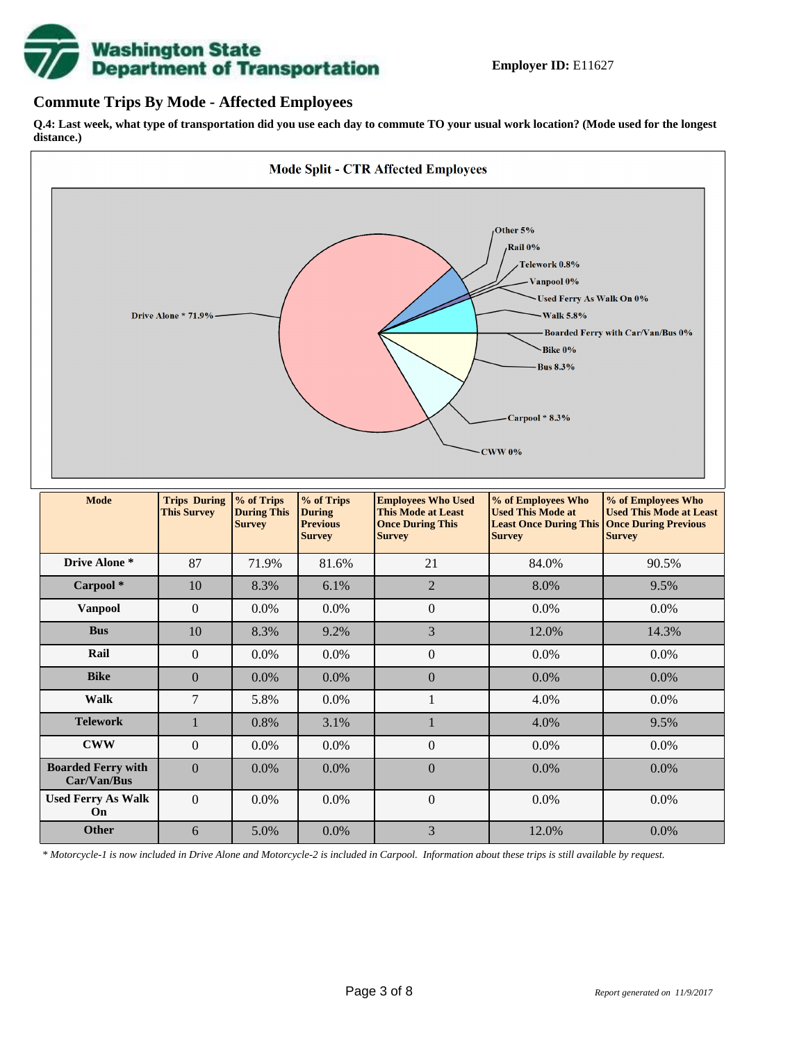**Employer ID:** E11627

## Commute Trips By Mode - Affected Employees

**Q.4: Last week, what type of transportation did you use each day to commute TO your usual work location? (Mode used for the longest distance.)**

**Mode Split - CTR Affected Employees**

Drive Alone * 71.9%
Other 5%
Rail 0%
Telework 0.8%
Vanpool 0%
Used Ferry As Walk On 0%
Walk 5.8%
Boarded Ferry with Car/Van/Bus 0%
Bike 0%
Bus 8.3%
Carpool * 8.3%
CWW 0%

| Mode | Trips During This Survey | % of Trips During This Survey | % of Trips During Previous Survey | Employees Who Used This Mode at Least Once During This Survey | % of Employees Who Used This Mode at Least Once During This Survey | % of Employees Who Used This Mode at Least Once During Previous Survey |
|---|---|---|---|---|---|---|
| **Drive Alone *** | 87 | 71.9% | 81.6% | 21 | 84.0% | 90.5% |
| **Carpool *** | 10 | 8.3% | 6.1% | 2 | 8.0% | 9.5% |
| **Vanpool** | 0 | 0.0% | 0.0% | 0 | 0.0% | 0.0% |
| **Bus** | 10 | 8.3% | 9.2% | 3 | 12.0% | 14.3% |
| **Rail** | 0 | 0.0% | 0.0% | 0 | 0.0% | 0.0% |
| **Bike** | 0 | 0.0% | 0.0% | 0 | 0.0% | 0.0% |
| **Walk** | 7 | 5.8% | 0.0% | 1 | 4.0% | 0.0% |
| **Telework** | 1 | 0.8% | 3.1% | 1 | 4.0% | 9.5% |
| **CWW** | 0 | 0.0% | 0.0% | 0 | 0.0% | 0.0% |
| **Boarded Ferry with Car/Van/Bus** | 0 | 0.0% | 0.0% | 0 | 0.0% | 0.0% |
| **Used Ferry As Walk On** | 0 | 0.0% | 0.0% | 0 | 0.0% | 0.0% |
| **Other** | 6 | 5.0% | 0.0% | 3 | 12.0% | 0.0% |

*\* Motorcycle-1 is now included in Drive Alone and Motorcycle-2 is included in Carpool. Information about these trips is still available by request.*

*Report generated on 11/9/2017*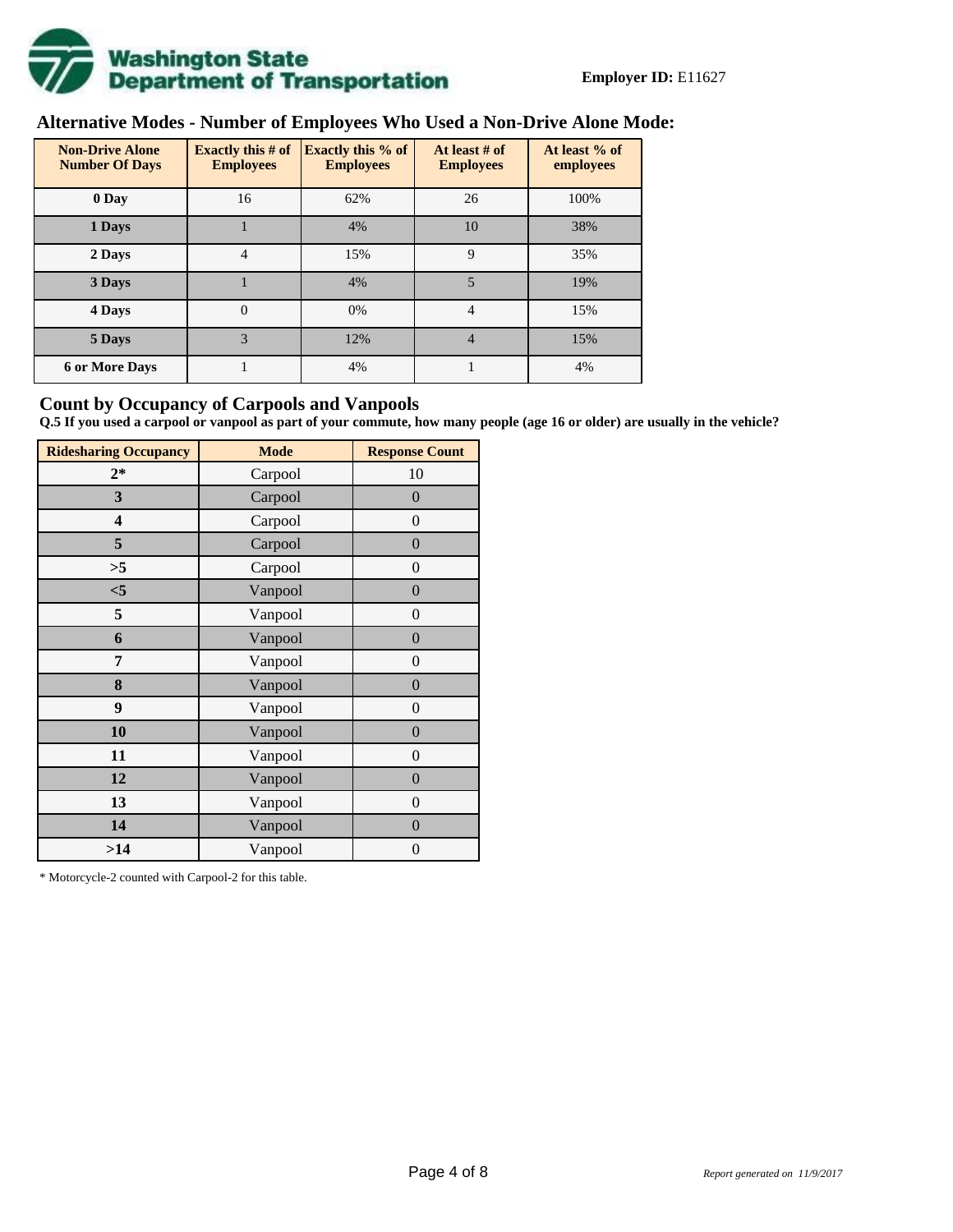**Employer ID:** E11627

## Alternative Modes - Number of Employees Who Used a Non-Drive Alone Mode:

| Non-Drive Alone Number Of Days | Exactly this # of Employees | Exactly this % of Employees | At least # of Employees | At least % of employees |
|---|---|---|---|---|
| 0 Day | 16 | 62% | 26 | 100% |
| 1 Days | 1 | 4% | 10 | 38% |
| 2 Days | 4 | 15% | 9 | 35% |
| 3 Days | 1 | 4% | 5 | 19% |
| 4 Days | 0 | 0% | 4 | 15% |
| 5 Days | 3 | 12% | 4 | 15% |
| 6 or More Days | 1 | 4% | 1 | 4% |

## Count by Occupancy of Carpools and Vanpools

**Q.5 If you used a carpool or vanpool as part of your commute, how many people (age 16 or older) are usually in the vehicle?**

| Ridesharing Occupancy | Mode | Response Count |
|---|---|---|
| 2* | Carpool | 10 |
| 3 | Carpool | 0 |
| 4 | Carpool | 0 |
| 5 | Carpool | 0 |
| >5 | Carpool | 0 |
| <5 | Vanpool | 0 |
| 5 | Vanpool | 0 |
| 6 | Vanpool | 0 |
| 7 | Vanpool | 0 |
| 8 | Vanpool | 0 |
| 9 | Vanpool | 0 |
| 10 | Vanpool | 0 |
| 11 | Vanpool | 0 |
| 12 | Vanpool | 0 |
| 13 | Vanpool | 0 |
| 14 | Vanpool | 0 |
| >14 | Vanpool | 0 |

* Motorcycle-2 counted with Carpool-2 for this table.

*Report generated on 11/9/2017*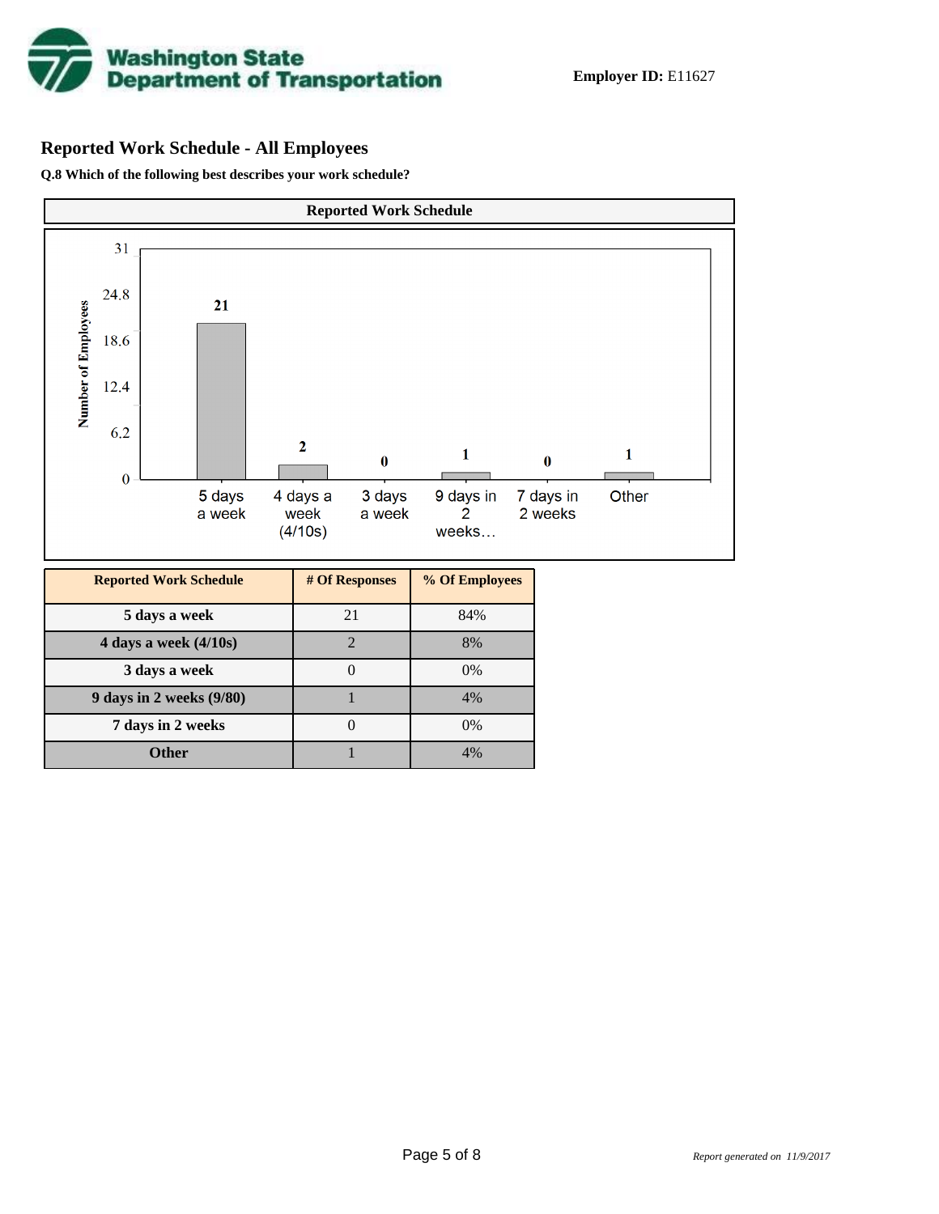**Employer ID:** E11627

## Reported Work Schedule - All Employees

**Q.8 Which of the following best describes your work schedule?**

| Reported Work Schedule | # Of Responses | % Of Employees |
|---|---|---|
| 5 days a week | 21 | 84% |
| 4 days a week (4/10s) | 2 | 8% |
| 3 days a week | 0 | 0% |
| 9 days in 2 weeks (9/80) | 1 | 4% |
| 7 days in 2 weeks | 0 | 0% |
| Other | 1 | 4% |

*Report generated on 11/9/2017*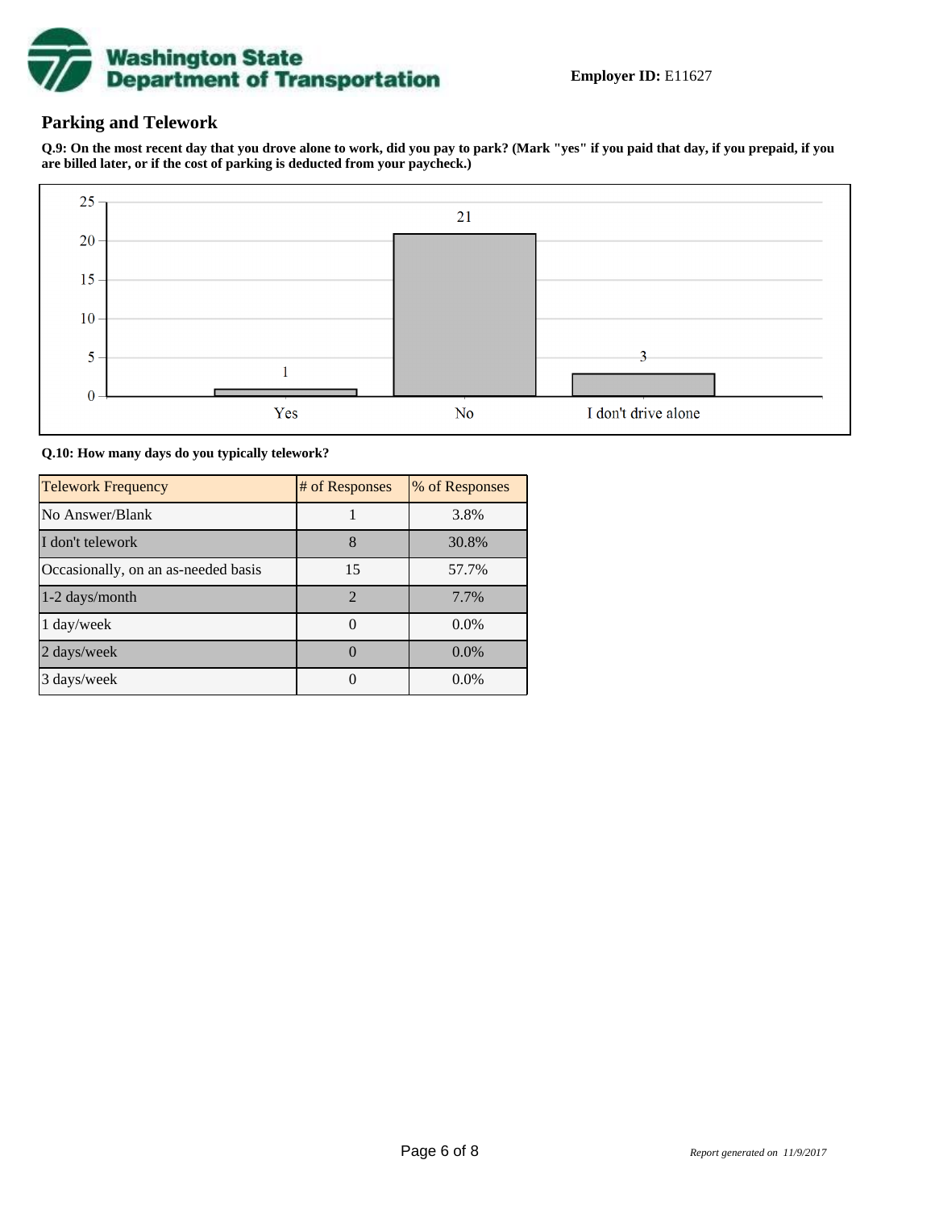**Employer ID:** E11627

## Parking and Telework

**Q.9: On the most recent day that you drove alone to work, did you pay to park? (Mark "yes" if you paid that day, if you prepaid, if you are billed later, or if the cost of parking is deducted from your paycheck.)**

| Response | Count |
| --- | --- |
| Yes | 1 |
| No | 21 |
| I don't drive alone | 3 |

**Q.10: How many days do you typically telework?**

| Telework Frequency | # of Responses | % of Responses |
| --- | --- | --- |
| No Answer/Blank | 1 | 3.8% |
| I don't telework | 8 | 30.8% |
| Occasionally, on an as-needed basis | 15 | 57.7% |
| 1-2 days/month | 2 | 7.7% |
| 1 day/week | 0 | 0.0% |
| 2 days/week | 0 | 0.0% |
| 3 days/week | 0 | 0.0% |

*Report generated on 11/9/2017*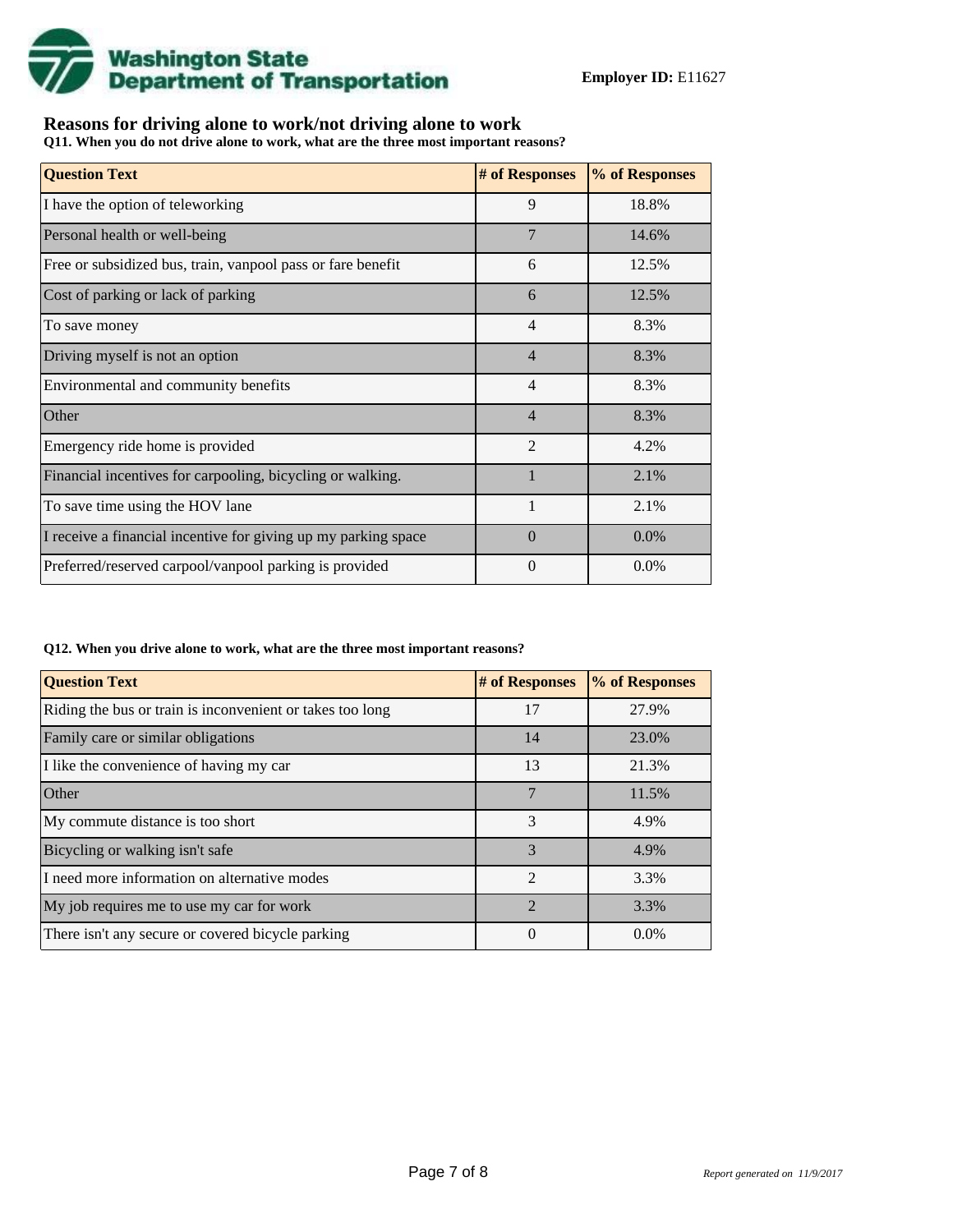**Employer ID:** E11627

## Reasons for driving alone to work/not driving alone to work

**Q11. When you do not drive alone to work, what are the three most important reasons?**

| Question Text | # of Responses | % of Responses |
|---|---|---|
| I have the option of teleworking | 9 | 18.8% |
| Personal health or well-being | 7 | 14.6% |
| Free or subsidized bus, train, vanpool pass or fare benefit | 6 | 12.5% |
| Cost of parking or lack of parking | 6 | 12.5% |
| To save money | 4 | 8.3% |
| Driving myself is not an option | 4 | 8.3% |
| Environmental and community benefits | 4 | 8.3% |
| Other | 4 | 8.3% |
| Emergency ride home is provided | 2 | 4.2% |
| Financial incentives for carpooling, bicycling or walking. | 1 | 2.1% |
| To save time using the HOV lane | 1 | 2.1% |
| I receive a financial incentive for giving up my parking space | 0 | 0.0% |
| Preferred/reserved carpool/vanpool parking is provided | 0 | 0.0% |

**Q12. When you drive alone to work, what are the three most important reasons?**

| Question Text | # of Responses | % of Responses |
|---|---|---|
| Riding the bus or train is inconvenient or takes too long | 17 | 27.9% |
| Family care or similar obligations | 14 | 23.0% |
| I like the convenience of having my car | 13 | 21.3% |
| Other | 7 | 11.5% |
| My commute distance is too short | 3 | 4.9% |
| Bicycling or walking isn't safe | 3 | 4.9% |
| I need more information on alternative modes | 2 | 3.3% |
| My job requires me to use my car for work | 2 | 3.3% |
| There isn't any secure or covered bicycle parking | 0 | 0.0% |

*Report generated on 11/9/2017*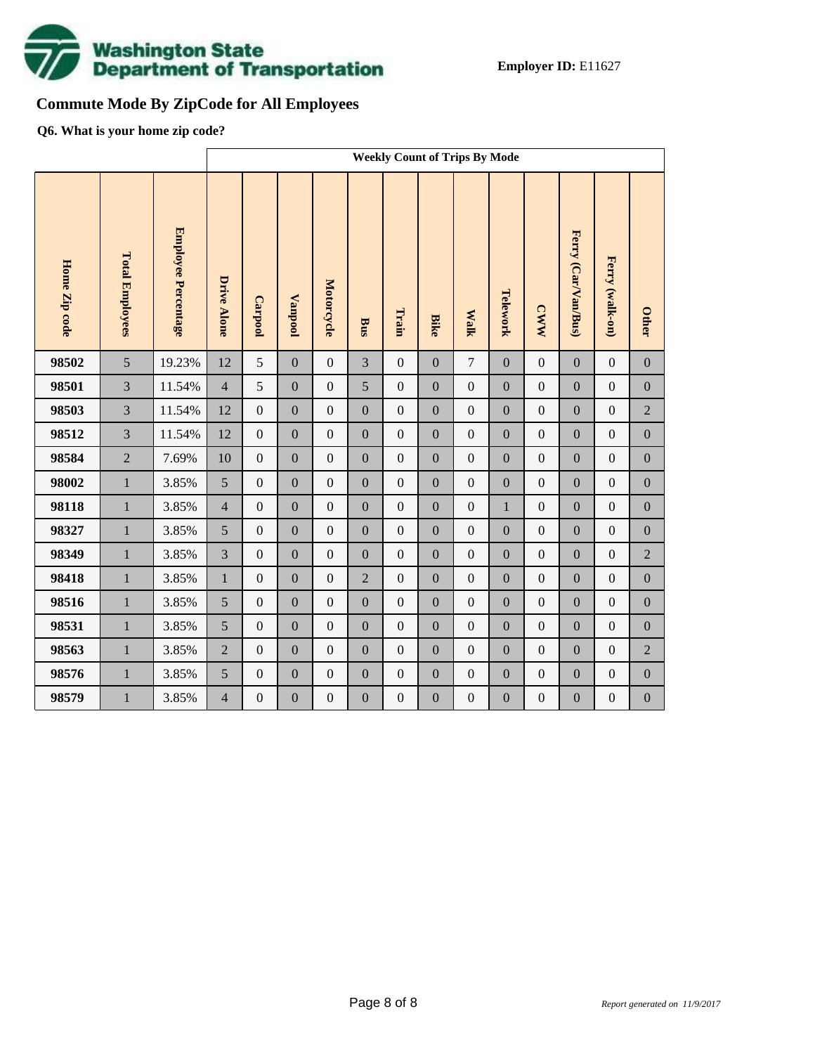**Employer ID:** E11627

## Commute Mode By ZipCode for All Employees

**Q6. What is your home zip code?**

| | | | Weekly Count of Trips By Mode | | | | | | | | | | | | |
|---|---|---|---|---|---|---|---|---|---|---|---|---|---|---|---|
| Home Zip code | Total Employees | Employee Percentage | Drive Alone | Carpool | Vanpool | Motorcycle | Bus | Train | Bike | Walk | Telework | CWW | Ferry (Car/Van/Bus) | Ferry (walk-on) | Other |
| 98502 | 5 | 19.23% | 12 | 5 | 0 | 0 | 3 | 0 | 0 | 7 | 0 | 0 | 0 | 0 | 0 |
| 98501 | 3 | 11.54% | 4 | 5 | 0 | 0 | 5 | 0 | 0 | 0 | 0 | 0 | 0 | 0 | 0 |
| 98503 | 3 | 11.54% | 12 | 0 | 0 | 0 | 0 | 0 | 0 | 0 | 0 | 0 | 0 | 0 | 2 |
| 98512 | 3 | 11.54% | 12 | 0 | 0 | 0 | 0 | 0 | 0 | 0 | 0 | 0 | 0 | 0 | 0 |
| 98584 | 2 | 7.69% | 10 | 0 | 0 | 0 | 0 | 0 | 0 | 0 | 0 | 0 | 0 | 0 | 0 |
| 98002 | 1 | 3.85% | 5 | 0 | 0 | 0 | 0 | 0 | 0 | 0 | 0 | 0 | 0 | 0 | 0 |
| 98118 | 1 | 3.85% | 4 | 0 | 0 | 0 | 0 | 0 | 0 | 0 | 1 | 0 | 0 | 0 | 0 |
| 98327 | 1 | 3.85% | 5 | 0 | 0 | 0 | 0 | 0 | 0 | 0 | 0 | 0 | 0 | 0 | 0 |
| 98349 | 1 | 3.85% | 3 | 0 | 0 | 0 | 0 | 0 | 0 | 0 | 0 | 0 | 0 | 0 | 2 |
| 98418 | 1 | 3.85% | 1 | 0 | 0 | 0 | 2 | 0 | 0 | 0 | 0 | 0 | 0 | 0 | 0 |
| 98516 | 1 | 3.85% | 5 | 0 | 0 | 0 | 0 | 0 | 0 | 0 | 0 | 0 | 0 | 0 | 0 |
| 98531 | 1 | 3.85% | 5 | 0 | 0 | 0 | 0 | 0 | 0 | 0 | 0 | 0 | 0 | 0 | 0 |
| 98563 | 1 | 3.85% | 2 | 0 | 0 | 0 | 0 | 0 | 0 | 0 | 0 | 0 | 0 | 0 | 2 |
| 98576 | 1 | 3.85% | 5 | 0 | 0 | 0 | 0 | 0 | 0 | 0 | 0 | 0 | 0 | 0 | 0 |
| 98579 | 1 | 3.85% | 4 | 0 | 0 | 0 | 0 | 0 | 0 | 0 | 0 | 0 | 0 | 0 | 0 |

*Report generated on 11/9/2017*